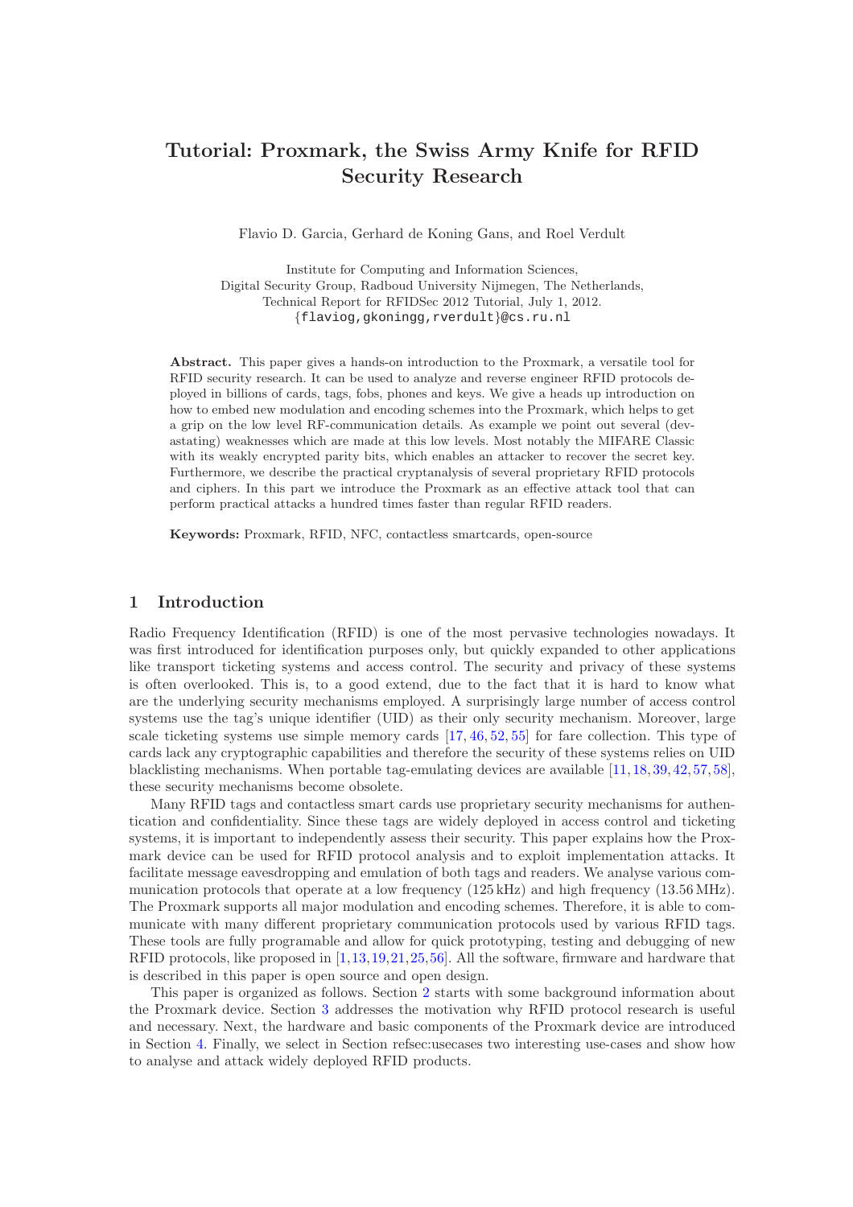# Tutorial: Proxmark, the Swiss Army Knife for RFID Security Research

Flavio D. Garcia, Gerhard de Koning Gans, and Roel Verdult

Institute for Computing and Information Sciences,
Digital Security Group, Radboud University Nijmegen, The Netherlands,
Technical Report for RFIDSec 2012 Tutorial, July 1, 2012.
{flaviog,gkoningg,rverdult}@cs.ru.nl

**Abstract.** This paper gives a hands-on introduction to the Proxmark, a versatile tool for RFID security research. It can be used to analyze and reverse engineer RFID protocols deployed in billions of cards, tags, fobs, phones and keys. We give a heads up introduction on how to embed new modulation and encoding schemes into the Proxmark, which helps to get a grip on the low level RF-communication details. As example we point out several (devastating) weaknesses which are made at this low levels. Most notably the MIFARE Classic with its weakly encrypted parity bits, which enables an attacker to recover the secret key. Furthermore, we describe the practical cryptanalysis of several proprietary RFID protocols and ciphers. In this part we introduce the Proxmark as an effective attack tool that can perform practical attacks a hundred times faster than regular RFID readers.

**Keywords:** Proxmark, RFID, NFC, contactless smartcards, open-source

## 1 Introduction

Radio Frequency Identification (RFID) is one of the most pervasive technologies nowadays. It was first introduced for identification purposes only, but quickly expanded to other applications like transport ticketing systems and access control. The security and privacy of these systems is often overlooked. This is, to a good extend, due to the fact that it is hard to know what are the underlying security mechanisms employed. A surprisingly large number of access control systems use the tag's unique identifier (UID) as their only security mechanism. Moreover, large scale ticketing systems use simple memory cards [17, 46, 52, 55] for fare collection. This type of cards lack any cryptographic capabilities and therefore the security of these systems relies on UID blacklisting mechanisms. When portable tag-emulating devices are available [11, 18, 39, 42, 57, 58], these security mechanisms become obsolete.

Many RFID tags and contactless smart cards use proprietary security mechanisms for authentication and confidentiality. Since these tags are widely deployed in access control and ticketing systems, it is important to independently assess their security. This paper explains how the Proxmark device can be used for RFID protocol analysis and to exploit implementation attacks. It facilitate message eavesdropping and emulation of both tags and readers. We analyse various communication protocols that operate at a low frequency (125 kHz) and high frequency (13.56 MHz). The Proxmark supports all major modulation and encoding schemes. Therefore, it is able to communicate with many different proprietary communication protocols used by various RFID tags. These tools are fully programable and allow for quick prototyping, testing and debugging of new RFID protocols, like proposed in [1, 13, 19, 21, 25, 56]. All the software, firmware and hardware that is described in this paper is open source and open design.

This paper is organized as follows. Section 2 starts with some background information about the Proxmark device. Section 3 addresses the motivation why RFID protocol research is useful and necessary. Next, the hardware and basic components of the Proxmark device are introduced in Section 4. Finally, we select in Section refsec:usecases two interesting use-cases and show how to analyse and attack widely deployed RFID products.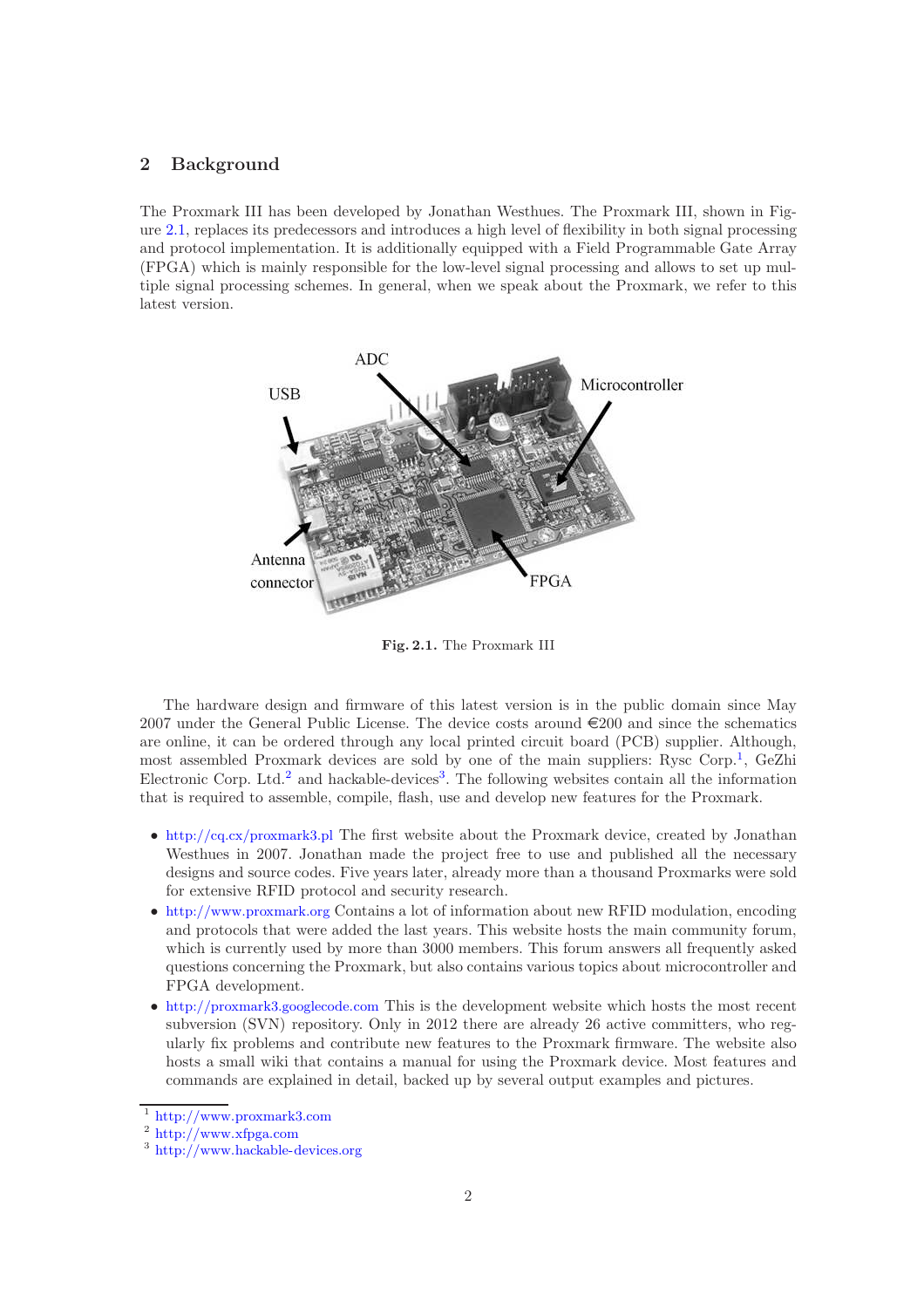## 2 Background

The Proxmark III has been developed by Jonathan Westhues. The Proxmark III, shown in Figure 2.1, replaces its predecessors and introduces a high level of flexibility in both signal processing and protocol implementation. It is additionally equipped with a Field Programmable Gate Array (FPGA) which is mainly responsible for the low-level signal processing and allows to set up multiple signal processing schemes. In general, when we speak about the Proxmark, we refer to this latest version.

**Fig. 2.1.** The Proxmark III

The hardware design and firmware of this latest version is in the public domain since May 2007 under the General Public License. The device costs around €200 and since the schematics are online, it can be ordered through any local printed circuit board (PCB) supplier. Although, most assembled Proxmark devices are sold by one of the main suppliers: Rysc Corp.[1], GeZhi Electronic Corp. Ltd.[2] and hackable-devices[3]. The following websites contain all the information that is required to assemble, compile, flash, use and develop new features for the Proxmark.

- http://cq.cx/proxmark3.pl The first website about the Proxmark device, created by Jonathan Westhues in 2007. Jonathan made the project free to use and published all the necessary designs and source codes. Five years later, already more than a thousand Proxmarks were sold for extensive RFID protocol and security research.
- http://www.proxmark.org Contains a lot of information about new RFID modulation, encoding and protocols that were added the last years. This website hosts the main community forum, which is currently used by more than 3000 members. This forum answers all frequently asked questions concerning the Proxmark, but also contains various topics about microcontroller and FPGA development.
- http://proxmark3.googlecode.com This is the development website which hosts the most recent subversion (SVN) repository. Only in 2012 there are already 26 active committers, who regularly fix problems and contribute new features to the Proxmark firmware. The website also hosts a small wiki that contains a manual for using the Proxmark device. Most features and commands are explained in detail, backed up by several output examples and pictures.

[1] http://www.proxmark3.com

[2] http://www.xfpga.com

[3] http://www.hackable-devices.org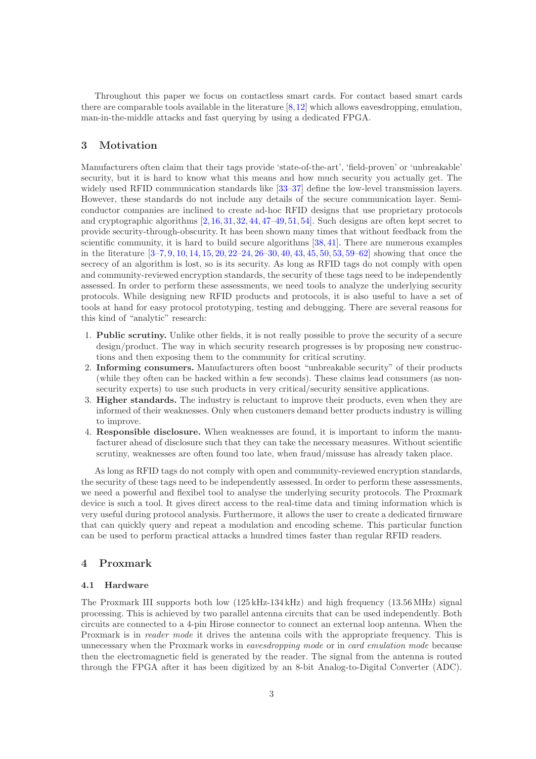Throughout this paper we focus on contactless smart cards. For contact based smart cards there are comparable tools available in the literature [8,12] which allows eavesdropping, emulation, man-in-the-middle attacks and fast querying by using a dedicated FPGA.

## 3 Motivation

Manufacturers often claim that their tags provide 'state-of-the-art', 'field-proven' or 'unbreakable' security, but it is hard to know what this means and how much security you actually get. The widely used RFID communication standards like [33–37] define the low-level transmission layers. However, these standards do not include any details of the secure communication layer. Semiconductor companies are inclined to create ad-hoc RFID designs that use proprietary protocols and cryptographic algorithms [2,16,31,32,44,47–49,51,54]. Such designs are often kept secret to provide security-through-obscurity. It has been shown many times that without feedback from the scientific community, it is hard to build secure algorithms [38,41]. There are numerous examples in the literature [3–7,9,10,14,15,20,22–24,26–30,40,43,45,50,53,59–62] showing that once the secrecy of an algorithm is lost, so is its security. As long as RFID tags do not comply with open and community-reviewed encryption standards, the security of these tags need to be independently assessed. In order to perform these assessments, we need tools to analyze the underlying security protocols. While designing new RFID products and protocols, it is also useful to have a set of tools at hand for easy protocol prototyping, testing and debugging. There are several reasons for this kind of "analytic" research:

1. **Public scrutiny.** Unlike other fields, it is not really possible to prove the security of a secure design/product. The way in which security research progresses is by proposing new constructions and then exposing them to the community for critical scrutiny.
2. **Informing consumers.** Manufacturers often boost "unbreakable security" of their products (while they often can be hacked within a few seconds). These claims lead consumers (as non-security experts) to use such products in very critical/security sensitive applications.
3. **Higher standards.** The industry is reluctant to improve their products, even when they are informed of their weaknesses. Only when customers demand better products industry is willing to improve.
4. **Responsible disclosure.** When weaknesses are found, it is important to inform the manufacturer ahead of disclosure such that they can take the necessary measures. Without scientific scrutiny, weaknesses are often found too late, when fraud/missuse has already taken place.

As long as RFID tags do not comply with open and community-reviewed encryption standards, the security of these tags need to be independently assessed. In order to perform these assessments, we need a powerful and flexibel tool to analyse the underlying security protocols. The Proxmark device is such a tool. It gives direct access to the real-time data and timing information which is very useful during protocol analysis. Furthermore, it allows the user to create a dedicated firmware that can quickly query and repeat a modulation and encoding scheme. This particular function can be used to perform practical attacks a hundred times faster than regular RFID readers.

## 4 Proxmark

### 4.1 Hardware

The Proxmark III supports both low (125 kHz-134 kHz) and high frequency (13.56 MHz) signal processing. This is achieved by two parallel antenna circuits that can be used independently. Both circuits are connected to a 4-pin Hirose connector to connect an external loop antenna. When the Proxmark is in *reader mode* it drives the antenna coils with the appropriate frequency. This is unnecessary when the Proxmark works in *eavesdropping mode* or in *card emulation mode* because then the electromagnetic field is generated by the reader. The signal from the antenna is routed through the FPGA after it has been digitized by an 8-bit Analog-to-Digital Converter (ADC).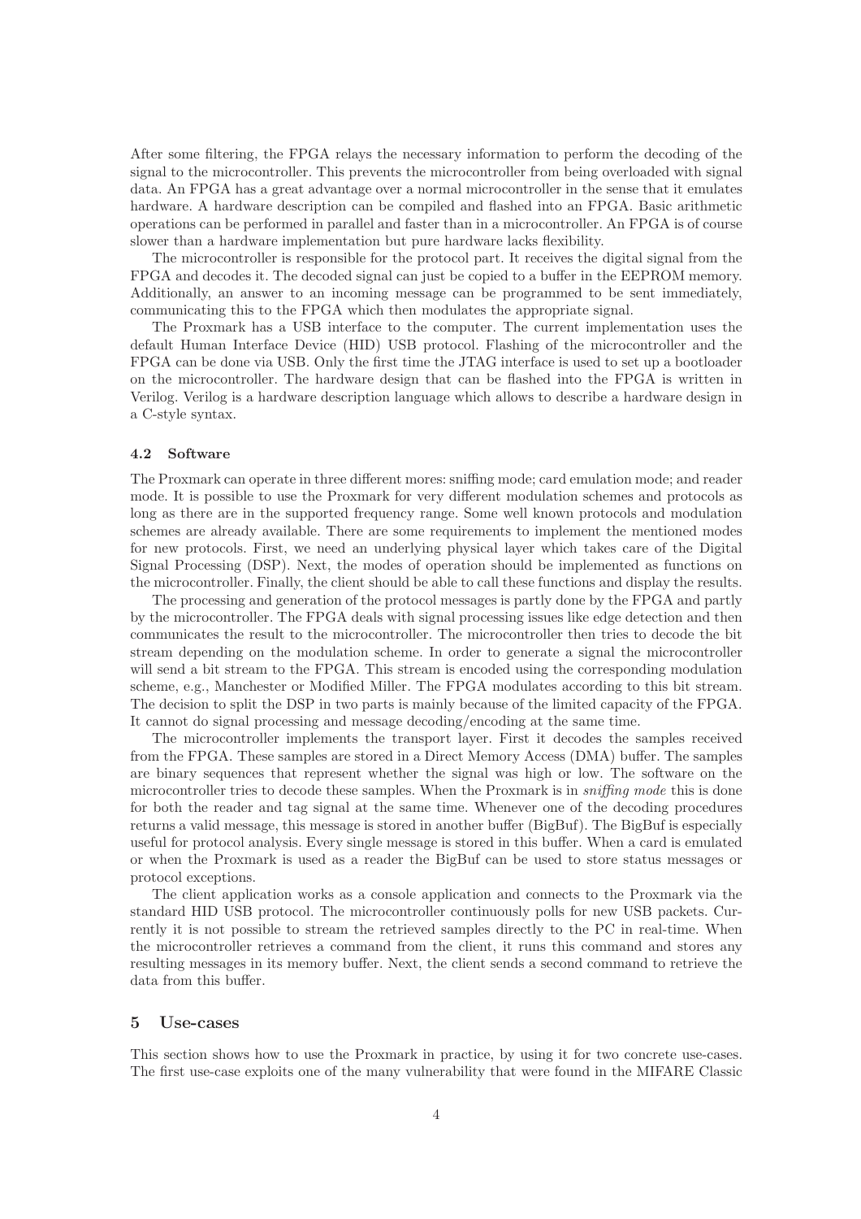After some filtering, the FPGA relays the necessary information to perform the decoding of the signal to the microcontroller. This prevents the microcontroller from being overloaded with signal data. An FPGA has a great advantage over a normal microcontroller in the sense that it emulates hardware. A hardware description can be compiled and flashed into an FPGA. Basic arithmetic operations can be performed in parallel and faster than in a microcontroller. An FPGA is of course slower than a hardware implementation but pure hardware lacks flexibility.

The microcontroller is responsible for the protocol part. It receives the digital signal from the FPGA and decodes it. The decoded signal can just be copied to a buffer in the EEPROM memory. Additionally, an answer to an incoming message can be programmed to be sent immediately, communicating this to the FPGA which then modulates the appropriate signal.

The Proxmark has a USB interface to the computer. The current implementation uses the default Human Interface Device (HID) USB protocol. Flashing of the microcontroller and the FPGA can be done via USB. Only the first time the JTAG interface is used to set up a bootloader on the microcontroller. The hardware design that can be flashed into the FPGA is written in Verilog. Verilog is a hardware description language which allows to describe a hardware design in a C-style syntax.

### 4.2 Software

The Proxmark can operate in three different mores: sniffing mode; card emulation mode; and reader mode. It is possible to use the Proxmark for very different modulation schemes and protocols as long as there are in the supported frequency range. Some well known protocols and modulation schemes are already available. There are some requirements to implement the mentioned modes for new protocols. First, we need an underlying physical layer which takes care of the Digital Signal Processing (DSP). Next, the modes of operation should be implemented as functions on the microcontroller. Finally, the client should be able to call these functions and display the results.

The processing and generation of the protocol messages is partly done by the FPGA and partly by the microcontroller. The FPGA deals with signal processing issues like edge detection and then communicates the result to the microcontroller. The microcontroller then tries to decode the bit stream depending on the modulation scheme. In order to generate a signal the microcontroller will send a bit stream to the FPGA. This stream is encoded using the corresponding modulation scheme, e.g., Manchester or Modified Miller. The FPGA modulates according to this bit stream. The decision to split the DSP in two parts is mainly because of the limited capacity of the FPGA. It cannot do signal processing and message decoding/encoding at the same time.

The microcontroller implements the transport layer. First it decodes the samples received from the FPGA. These samples are stored in a Direct Memory Access (DMA) buffer. The samples are binary sequences that represent whether the signal was high or low. The software on the microcontroller tries to decode these samples. When the Proxmark is in *sniffing mode* this is done for both the reader and tag signal at the same time. Whenever one of the decoding procedures returns a valid message, this message is stored in another buffer (BigBuf). The BigBuf is especially useful for protocol analysis. Every single message is stored in this buffer. When a card is emulated or when the Proxmark is used as a reader the BigBuf can be used to store status messages or protocol exceptions.

The client application works as a console application and connects to the Proxmark via the standard HID USB protocol. The microcontroller continuously polls for new USB packets. Currently it is not possible to stream the retrieved samples directly to the PC in real-time. When the microcontroller retrieves a command from the client, it runs this command and stores any resulting messages in its memory buffer. Next, the client sends a second command to retrieve the data from this buffer.

## 5 Use-cases

This section shows how to use the Proxmark in practice, by using it for two concrete use-cases. The first use-case exploits one of the many vulnerability that were found in the MIFARE Classic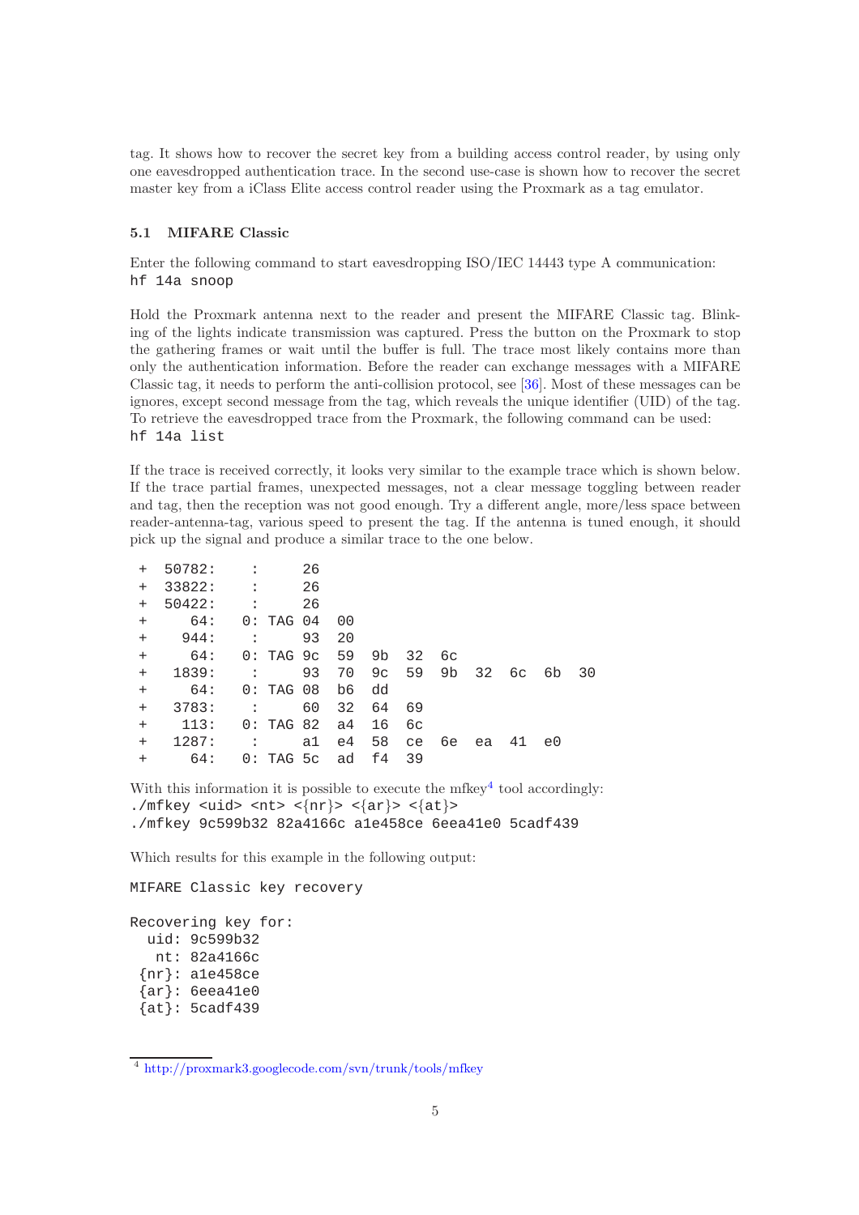tag. It shows how to recover the secret key from a building access control reader, by using only one eavesdropped authentication trace. In the second use-case is shown how to recover the secret master key from a iClass Elite access control reader using the Proxmark as a tag emulator.

### 5.1 MIFARE Classic

Enter the following command to start eavesdropping ISO/IEC 14443 type A communication:
`hf 14a snoop`

Hold the Proxmark antenna next to the reader and present the MIFARE Classic tag. Blinking of the lights indicate transmission was captured. Press the button on the Proxmark to stop the gathering frames or wait until the buffer is full. The trace most likely contains more than only the authentication information. Before the reader can exchange messages with a MIFARE Classic tag, it needs to perform the anti-collision protocol, see [36]. Most of these messages can be ignores, except second message from the tag, which reveals the unique identifier (UID) of the tag. To retrieve the eavesdropped trace from the Proxmark, the following command can be used:
`hf 14a list`

If the trace is received correctly, it looks very similar to the example trace which is shown below. If the trace partial frames, unexpected messages, not a clear message toggling between reader and tag, then the reception was not good enough. Try a different angle, more/less space between reader-antenna-tag, various speed to present the tag. If the antenna is tuned enough, it should pick up the signal and produce a similar trace to the one below.

```
+  50782:    :     26
+  33822:    :     26
+  50422:    :     26
+     64:   0: TAG 04  00
+    944:    :     93  20
+     64:   0: TAG 9c  59  9b  32  6c
+   1839:    :     93  70  9c  59  9b  32  6c  6b  30
+     64:   0: TAG 08  b6  dd
+   3783:    :     60  32  64  69
+    113:   0: TAG 82  a4  16  6c
+   1287:    :     a1  e4  58  ce  6e  ea  41  e0
+     64:   0: TAG 5c  ad  f4  39
```

With this information it is possible to execute the mfkey[4] tool accordingly:

```
./mfkey <uid> <nt> <{nr}> <{ar}> <{at}>
./mfkey 9c599b32 82a4166c a1e458ce 6eea41e0 5cadf439
```

Which results for this example in the following output:

```
MIFARE Classic key recovery

Recovering key for:
  uid: 9c599b32
   nt: 82a4166c
 {nr}: a1e458ce
 {ar}: 6eea41e0
 {at}: 5cadf439
```

[4] http://proxmark3.googlecode.com/svn/trunk/tools/mfkey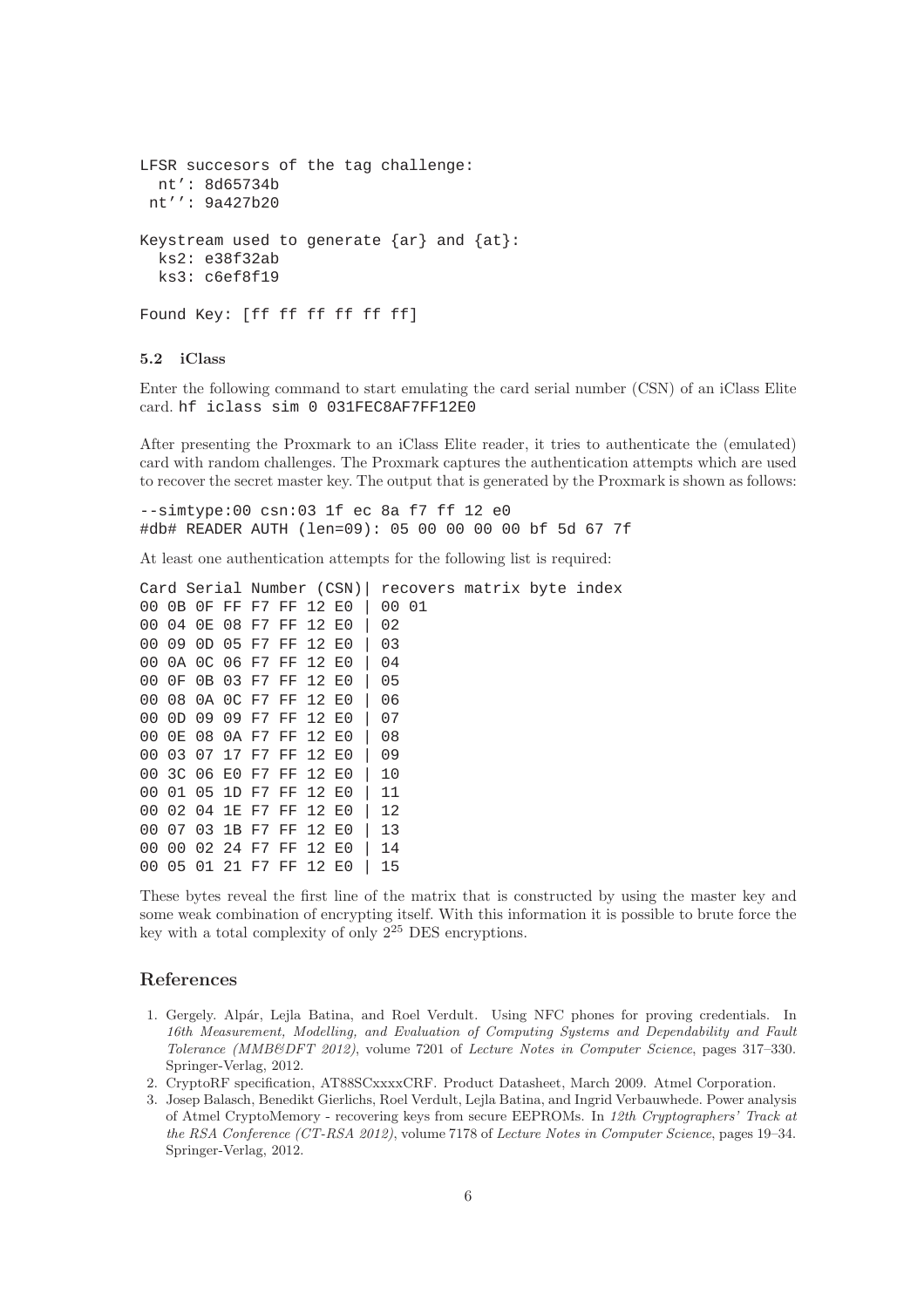```
LFSR succesors of the tag challenge:
  nt': 8d65734b
 nt'': 9a427b20

Keystream used to generate {ar} and {at}:
  ks2: e38f32ab
  ks3: c6ef8f19

Found Key: [ff ff ff ff ff ff]
```

### 5.2 iClass

Enter the following command to start emulating the card serial number (CSN) of an iClass Elite card. `hf iclass sim 0 031FEC8AF7FF12E0`

After presenting the Proxmark to an iClass Elite reader, it tries to authenticate the (emulated) card with random challenges. The Proxmark captures the authentication attempts which are used to recover the secret master key. The output that is generated by the Proxmark is shown as follows:

```
--simtype:00 csn:03 1f ec 8a f7 ff 12 e0
#db# READER AUTH (len=09): 05 00 00 00 00 bf 5d 67 7f
```

At least one authentication attempts for the following list is required:

```
Card Serial Number (CSN)| recovers matrix byte index
00 0B 0F FF F7 FF 12 E0 | 00 01
00 04 0E 08 F7 FF 12 E0 | 02
00 09 0D 05 F7 FF 12 E0 | 03
00 0A 0C 06 F7 FF 12 E0 | 04
00 0F 0B 03 F7 FF 12 E0 | 05
00 08 0A 0C F7 FF 12 E0 | 06
00 0D 09 09 F7 FF 12 E0 | 07
00 0E 08 0A F7 FF 12 E0 | 08
00 03 07 17 F7 FF 12 E0 | 09
00 3C 06 E0 F7 FF 12 E0 | 10
00 01 05 1D F7 FF 12 E0 | 11
00 02 04 1E F7 FF 12 E0 | 12
00 07 03 1B F7 FF 12 E0 | 13
00 00 02 24 F7 FF 12 E0 | 14
00 05 01 21 F7 FF 12 E0 | 15
```

These bytes reveal the first line of the matrix that is constructed by using the master key and some weak combination of encrypting itself. With this information it is possible to brute force the key with a total complexity of only $2^{25}$ DES encryptions.

## References

1. Gergely. Alpár, Lejla Batina, and Roel Verdult. Using NFC phones for proving credentials. In *16th Measurement, Modelling, and Evaluation of Computing Systems and Dependability and Fault Tolerance (MMB&DFT 2012)*, volume 7201 of *Lecture Notes in Computer Science*, pages 317–330. Springer-Verlag, 2012.
2. CryptoRF specification, AT88SCxxxxCRF. Product Datasheet, March 2009. Atmel Corporation.
3. Josep Balasch, Benedikt Gierlichs, Roel Verdult, Lejla Batina, and Ingrid Verbauwhede. Power analysis of Atmel CryptoMemory - recovering keys from secure EEPROMs. In *12th Cryptographers' Track at the RSA Conference (CT-RSA 2012)*, volume 7178 of *Lecture Notes in Computer Science*, pages 19–34. Springer-Verlag, 2012.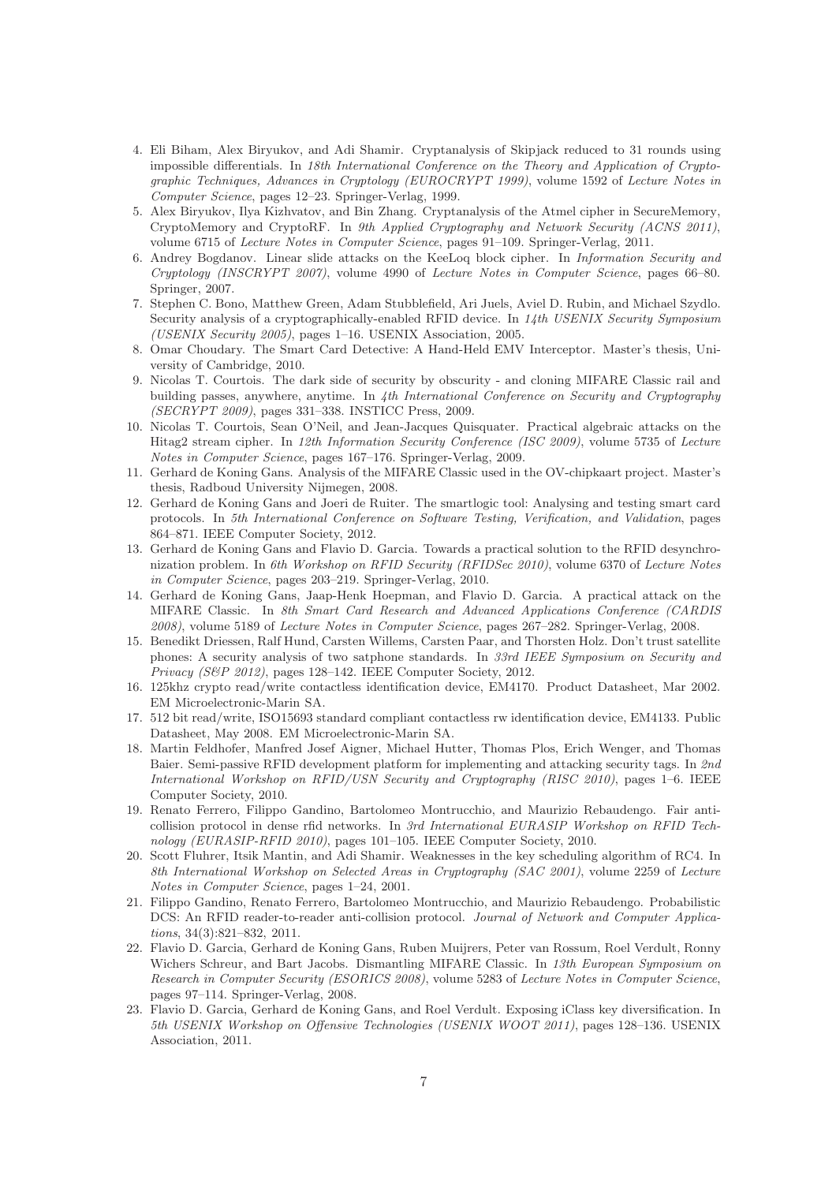4. Eli Biham, Alex Biryukov, and Adi Shamir. Cryptanalysis of Skipjack reduced to 31 rounds using impossible differentials. In *18th International Conference on the Theory and Application of Cryptographic Techniques, Advances in Cryptology (EUROCRYPT 1999)*, volume 1592 of *Lecture Notes in Computer Science*, pages 12–23. Springer-Verlag, 1999.
5. Alex Biryukov, Ilya Kizhvatov, and Bin Zhang. Cryptanalysis of the Atmel cipher in SecureMemory, CryptoMemory and CryptoRF. In *9th Applied Cryptography and Network Security (ACNS 2011)*, volume 6715 of *Lecture Notes in Computer Science*, pages 91–109. Springer-Verlag, 2011.
6. Andrey Bogdanov. Linear slide attacks on the KeeLoq block cipher. In *Information Security and Cryptology (INSCRYPT 2007)*, volume 4990 of *Lecture Notes in Computer Science*, pages 66–80. Springer, 2007.
7. Stephen C. Bono, Matthew Green, Adam Stubblefield, Ari Juels, Aviel D. Rubin, and Michael Szydlo. Security analysis of a cryptographically-enabled RFID device. In *14th USENIX Security Symposium (USENIX Security 2005)*, pages 1–16. USENIX Association, 2005.
8. Omar Choudary. The Smart Card Detective: A Hand-Held EMV Interceptor. Master's thesis, University of Cambridge, 2010.
9. Nicolas T. Courtois. The dark side of security by obscurity - and cloning MIFARE Classic rail and building passes, anywhere, anytime. In *4th International Conference on Security and Cryptography (SECRYPT 2009)*, pages 331–338. INSTICC Press, 2009.
10. Nicolas T. Courtois, Sean O'Neil, and Jean-Jacques Quisquater. Practical algebraic attacks on the Hitag2 stream cipher. In *12th Information Security Conference (ISC 2009)*, volume 5735 of *Lecture Notes in Computer Science*, pages 167–176. Springer-Verlag, 2009.
11. Gerhard de Koning Gans. Analysis of the MIFARE Classic used in the OV-chipkaart project. Master's thesis, Radboud University Nijmegen, 2008.
12. Gerhard de Koning Gans and Joeri de Ruiter. The smartlogic tool: Analysing and testing smart card protocols. In *5th International Conference on Software Testing, Verification, and Validation*, pages 864–871. IEEE Computer Society, 2012.
13. Gerhard de Koning Gans and Flavio D. Garcia. Towards a practical solution to the RFID desynchronization problem. In *6th Workshop on RFID Security (RFIDSec 2010)*, volume 6370 of *Lecture Notes in Computer Science*, pages 203–219. Springer-Verlag, 2010.
14. Gerhard de Koning Gans, Jaap-Henk Hoepman, and Flavio D. Garcia. A practical attack on the MIFARE Classic. In *8th Smart Card Research and Advanced Applications Conference (CARDIS 2008)*, volume 5189 of *Lecture Notes in Computer Science*, pages 267–282. Springer-Verlag, 2008.
15. Benedikt Driessen, Ralf Hund, Carsten Willems, Carsten Paar, and Thorsten Holz. Don't trust satellite phones: A security analysis of two satphone standards. In *33rd IEEE Symposium on Security and Privacy (S&P 2012)*, pages 128–142. IEEE Computer Society, 2012.
16. 125khz crypto read/write contactless identification device, EM4170. Product Datasheet, Mar 2002. EM Microelectronic-Marin SA.
17. 512 bit read/write, ISO15693 standard compliant contactless rw identification device, EM4133. Public Datasheet, May 2008. EM Microelectronic-Marin SA.
18. Martin Feldhofer, Manfred Josef Aigner, Michael Hutter, Thomas Plos, Erich Wenger, and Thomas Baier. Semi-passive RFID development platform for implementing and attacking security tags. In *2nd International Workshop on RFID/USN Security and Cryptography (RISC 2010)*, pages 1–6. IEEE Computer Society, 2010.
19. Renato Ferrero, Filippo Gandino, Bartolomeo Montrucchio, and Maurizio Rebaudengo. Fair anticollision protocol in dense rfid networks. In *3rd International EURASIP Workshop on RFID Technology (EURASIP-RFID 2010)*, pages 101–105. IEEE Computer Society, 2010.
20. Scott Fluhrer, Itsik Mantin, and Adi Shamir. Weaknesses in the key scheduling algorithm of RC4. In *8th International Workshop on Selected Areas in Cryptography (SAC 2001)*, volume 2259 of *Lecture Notes in Computer Science*, pages 1–24, 2001.
21. Filippo Gandino, Renato Ferrero, Bartolomeo Montrucchio, and Maurizio Rebaudengo. Probabilistic DCS: An RFID reader-to-reader anti-collision protocol. *Journal of Network and Computer Applications*, 34(3):821–832, 2011.
22. Flavio D. Garcia, Gerhard de Koning Gans, Ruben Muijrers, Peter van Rossum, Roel Verdult, Ronny Wichers Schreur, and Bart Jacobs. Dismantling MIFARE Classic. In *13th European Symposium on Research in Computer Security (ESORICS 2008)*, volume 5283 of *Lecture Notes in Computer Science*, pages 97–114. Springer-Verlag, 2008.
23. Flavio D. Garcia, Gerhard de Koning Gans, and Roel Verdult. Exposing iClass key diversification. In *5th USENIX Workshop on Offensive Technologies (USENIX WOOT 2011)*, pages 128–136. USENIX Association, 2011.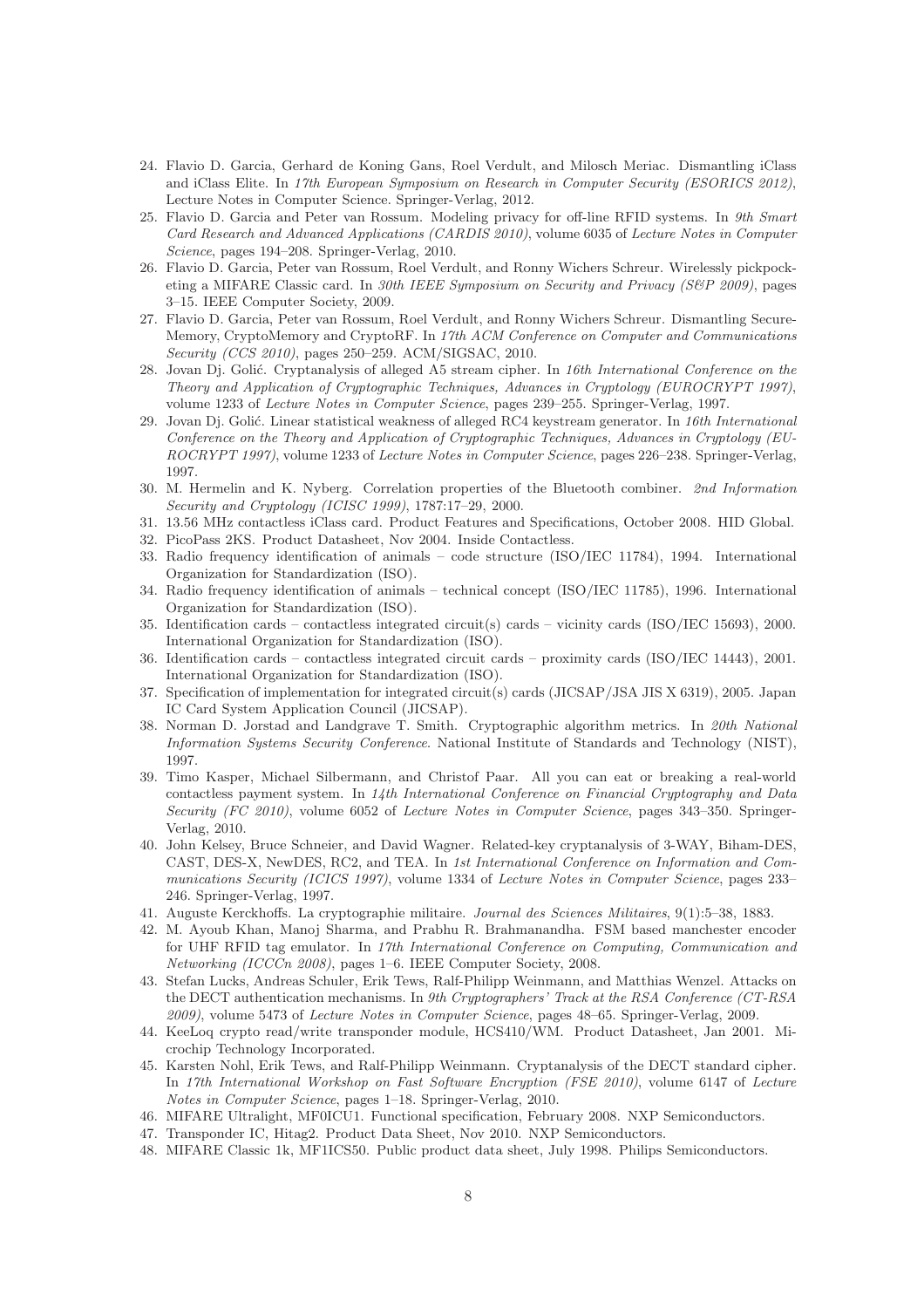24. Flavio D. Garcia, Gerhard de Koning Gans, Roel Verdult, and Milosch Meriac. Dismantling iClass and iClass Elite. In *17th European Symposium on Research in Computer Security (ESORICS 2012)*, Lecture Notes in Computer Science. Springer-Verlag, 2012.
25. Flavio D. Garcia and Peter van Rossum. Modeling privacy for off-line RFID systems. In *9th Smart Card Research and Advanced Applications (CARDIS 2010)*, volume 6035 of *Lecture Notes in Computer Science*, pages 194–208. Springer-Verlag, 2010.
26. Flavio D. Garcia, Peter van Rossum, Roel Verdult, and Ronny Wichers Schreur. Wirelessly pickpocketing a MIFARE Classic card. In *30th IEEE Symposium on Security and Privacy (S&P 2009)*, pages 3–15. IEEE Computer Society, 2009.
27. Flavio D. Garcia, Peter van Rossum, Roel Verdult, and Ronny Wichers Schreur. Dismantling SecureMemory, CryptoMemory and CryptoRF. In *17th ACM Conference on Computer and Communications Security (CCS 2010)*, pages 250–259. ACM/SIGSAC, 2010.
28. Jovan Dj. Golić. Cryptanalysis of alleged A5 stream cipher. In *16th International Conference on the Theory and Application of Cryptographic Techniques, Advances in Cryptology (EUROCRYPT 1997)*, volume 1233 of *Lecture Notes in Computer Science*, pages 239–255. Springer-Verlag, 1997.
29. Jovan Dj. Golić. Linear statistical weakness of alleged RC4 keystream generator. In *16th International Conference on the Theory and Application of Cryptographic Techniques, Advances in Cryptology (EUROCRYPT 1997)*, volume 1233 of *Lecture Notes in Computer Science*, pages 226–238. Springer-Verlag, 1997.
30. M. Hermelin and K. Nyberg. Correlation properties of the Bluetooth combiner. *2nd Information Security and Cryptology (ICISC 1999)*, 1787:17–29, 2000.
31. 13.56 MHz contactless iClass card. Product Features and Specifications, October 2008. HID Global.
32. PicoPass 2KS. Product Datasheet, Nov 2004. Inside Contactless.
33. Radio frequency identification of animals – code structure (ISO/IEC 11784), 1994. International Organization for Standardization (ISO).
34. Radio frequency identification of animals – technical concept (ISO/IEC 11785), 1996. International Organization for Standardization (ISO).
35. Identification cards – contactless integrated circuit(s) cards – vicinity cards (ISO/IEC 15693), 2000. International Organization for Standardization (ISO).
36. Identification cards – contactless integrated circuit cards – proximity cards (ISO/IEC 14443), 2001. International Organization for Standardization (ISO).
37. Specification of implementation for integrated circuit(s) cards (JICSAP/JSA JIS X 6319), 2005. Japan IC Card System Application Council (JICSAP).
38. Norman D. Jorstad and Landgrave T. Smith. Cryptographic algorithm metrics. In *20th National Information Systems Security Conference*. National Institute of Standards and Technology (NIST), 1997.
39. Timo Kasper, Michael Silbermann, and Christof Paar. All you can eat or breaking a real-world contactless payment system. In *14th International Conference on Financial Cryptography and Data Security (FC 2010)*, volume 6052 of *Lecture Notes in Computer Science*, pages 343–350. Springer-Verlag, 2010.
40. John Kelsey, Bruce Schneier, and David Wagner. Related-key cryptanalysis of 3-WAY, Biham-DES, CAST, DES-X, NewDES, RC2, and TEA. In *1st International Conference on Information and Communications Security (ICICS 1997)*, volume 1334 of *Lecture Notes in Computer Science*, pages 233–246. Springer-Verlag, 1997.
41. Auguste Kerckhoffs. La cryptographie militaire. *Journal des Sciences Militaires*, 9(1):5–38, 1883.
42. M. Ayoub Khan, Manoj Sharma, and Prabhu R. Brahmanandha. FSM based manchester encoder for UHF RFID tag emulator. In *17th International Conference on Computing, Communication and Networking (ICCCn 2008)*, pages 1–6. IEEE Computer Society, 2008.
43. Stefan Lucks, Andreas Schuler, Erik Tews, Ralf-Philipp Weinmann, and Matthias Wenzel. Attacks on the DECT authentication mechanisms. In *9th Cryptographers' Track at the RSA Conference (CT-RSA 2009)*, volume 5473 of *Lecture Notes in Computer Science*, pages 48–65. Springer-Verlag, 2009.
44. KeeLoq crypto read/write transponder module, HCS410/WM. Product Datasheet, Jan 2001. Microchip Technology Incorporated.
45. Karsten Nohl, Erik Tews, and Ralf-Philipp Weinmann. Cryptanalysis of the DECT standard cipher. In *17th International Workshop on Fast Software Encryption (FSE 2010)*, volume 6147 of *Lecture Notes in Computer Science*, pages 1–18. Springer-Verlag, 2010.
46. MIFARE Ultralight, MF0ICU1. Functional specification, February 2008. NXP Semiconductors.
47. Transponder IC, Hitag2. Product Data Sheet, Nov 2010. NXP Semiconductors.
48. MIFARE Classic 1k, MF1ICS50. Public product data sheet, July 1998. Philips Semiconductors.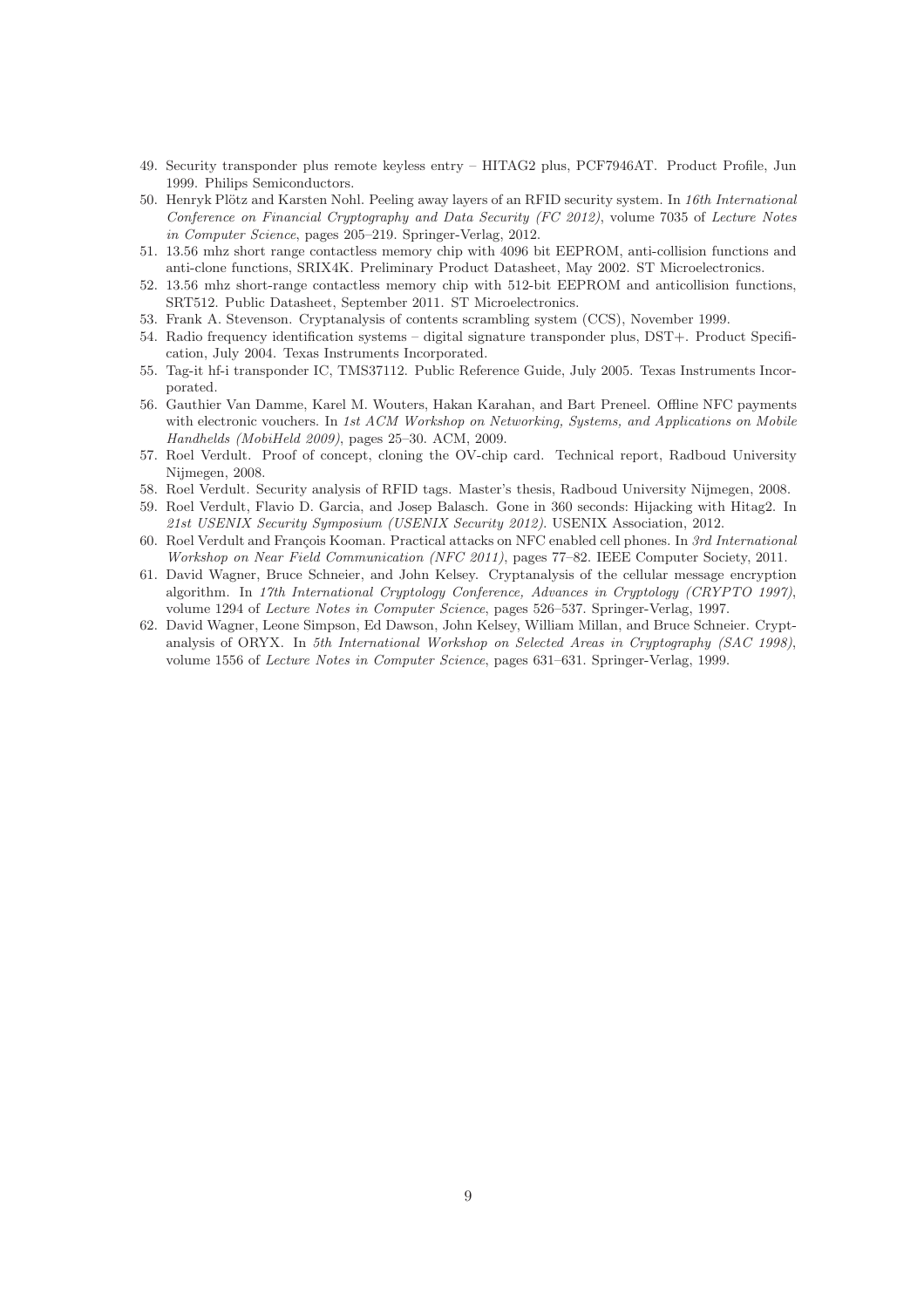49. Security transponder plus remote keyless entry – HITAG2 plus, PCF7946AT. Product Profile, Jun 1999. Philips Semiconductors.
50. Henryk Plötz and Karsten Nohl. Peeling away layers of an RFID security system. In *16th International Conference on Financial Cryptography and Data Security (FC 2012)*, volume 7035 of *Lecture Notes in Computer Science*, pages 205–219. Springer-Verlag, 2012.
51. 13.56 mhz short range contactless memory chip with 4096 bit EEPROM, anti-collision functions and anti-clone functions, SRIX4K. Preliminary Product Datasheet, May 2002. ST Microelectronics.
52. 13.56 mhz short-range contactless memory chip with 512-bit EEPROM and anticollision functions, SRT512. Public Datasheet, September 2011. ST Microelectronics.
53. Frank A. Stevenson. Cryptanalysis of contents scrambling system (CCS), November 1999.
54. Radio frequency identification systems – digital signature transponder plus, DST+. Product Specification, July 2004. Texas Instruments Incorporated.
55. Tag-it hf-i transponder IC, TMS37112. Public Reference Guide, July 2005. Texas Instruments Incorporated.
56. Gauthier Van Damme, Karel M. Wouters, Hakan Karahan, and Bart Preneel. Offline NFC payments with electronic vouchers. In *1st ACM Workshop on Networking, Systems, and Applications on Mobile Handhelds (MobiHeld 2009)*, pages 25–30. ACM, 2009.
57. Roel Verdult. Proof of concept, cloning the OV-chip card. Technical report, Radboud University Nijmegen, 2008.
58. Roel Verdult. Security analysis of RFID tags. Master's thesis, Radboud University Nijmegen, 2008.
59. Roel Verdult, Flavio D. Garcia, and Josep Balasch. Gone in 360 seconds: Hijacking with Hitag2. In *21st USENIX Security Symposium (USENIX Security 2012)*. USENIX Association, 2012.
60. Roel Verdult and François Kooman. Practical attacks on NFC enabled cell phones. In *3rd International Workshop on Near Field Communication (NFC 2011)*, pages 77–82. IEEE Computer Society, 2011.
61. David Wagner, Bruce Schneier, and John Kelsey. Cryptanalysis of the cellular message encryption algorithm. In *17th International Cryptology Conference, Advances in Cryptology (CRYPTO 1997)*, volume 1294 of *Lecture Notes in Computer Science*, pages 526–537. Springer-Verlag, 1997.
62. David Wagner, Leone Simpson, Ed Dawson, John Kelsey, William Millan, and Bruce Schneier. Cryptanalysis of ORYX. In *5th International Workshop on Selected Areas in Cryptography (SAC 1998)*, volume 1556 of *Lecture Notes in Computer Science*, pages 631–631. Springer-Verlag, 1999.